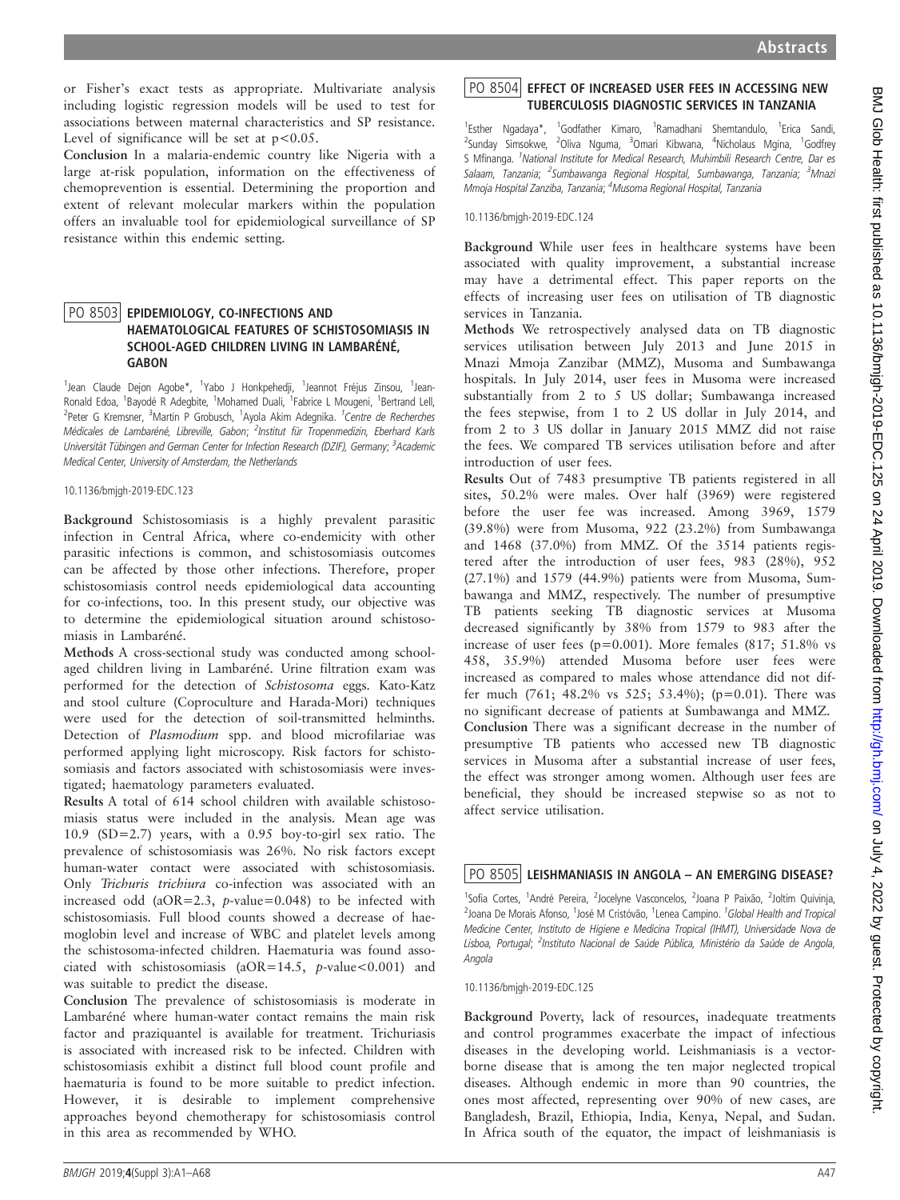or Fisher's exact tests as appropriate. Multivariate analysis including logistic regression models will be used to test for associations between maternal characteristics and SP resistance. Level of significance will be set at $p<0.05$.

**Conclusion** In a malaria-endemic country like Nigeria with a large at-risk population, information on the effectiveness of chemoprevention is essential. Determining the proportion and extent of relevant molecular markers within the population offers an invaluable tool for epidemiological surveillance of SP resistance within this endemic setting.

## PO 8503 EPIDEMIOLOGY, CO-INFECTIONS AND HAEMATOLOGICAL FEATURES OF SCHISTOSOMIASIS IN SCHOOL-AGED CHILDREN LIVING IN LAMBARÉNÉ, GABON

[1]Jean Claude Dejon Agobe*, [1]Yabo J Honkpehedji, [1]Jeannot Fréjus Zinsou, [1]Jean-Ronald Edoa, [1]Bayodé R Adegbite, [1]Mohamed Duali, [1]Fabrice L Mougeni, [1]Bertrand Lell, [2]Peter G Kremsner, [3]Martin P Grobusch, [1]Ayola Akim Adegnika. [1]*Centre de Recherches Médicales de Lambaréné, Libreville, Gabon*; [2]*Institut für Tropenmedizin, Eberhard Karls Universität Tübingen and German Center for Infection Research (DZIF), Germany*; [3]*Academic Medical Center, University of Amsterdam, the Netherlands*

10.1136/bmjgh-2019-EDC.123

**Background** Schistosomiasis is a highly prevalent parasitic infection in Central Africa, where co-endemicity with other parasitic infections is common, and schistosomiasis outcomes can be affected by those other infections. Therefore, proper schistosomiasis control needs epidemiological data accounting for co-infections, too. In this present study, our objective was to determine the epidemiological situation around schistosomiasis in Lambaréné.

**Methods** A cross-sectional study was conducted among school-aged children living in Lambaréné. Urine filtration exam was performed for the detection of *Schistosoma* eggs. Kato-Katz and stool culture (Coproculture and Harada-Mori) techniques were used for the detection of soil-transmitted helminths. Detection of *Plasmodium* spp. and blood microfilariae was performed applying light microscopy. Risk factors for schistosomiasis and factors associated with schistosomiasis were investigated; haematology parameters evaluated.

**Results** A total of 614 school children with available schistosomiasis status were included in the analysis. Mean age was 10.9 (SD=2.7) years, with a 0.95 boy-to-girl sex ratio. The prevalence of schistosomiasis was 26%. No risk factors except human-water contact were associated with schistosomiasis. Only *Trichuris trichiura* co-infection was associated with an increased odd (aOR=2.3, *p*-value=0.048) to be infected with schistosomiasis. Full blood counts showed a decrease of haemoglobin level and increase of WBC and platelet levels among the schistosoma-infected children. Haematuria was found associated with schistosomiasis (aOR=14.5, *p*-value<0.001) and was suitable to predict the disease.

**Conclusion** The prevalence of schistosomiasis is moderate in Lambaréné where human-water contact remains the main risk factor and praziquantel is available for treatment. Trichuriasis is associated with increased risk to be infected. Children with schistosomiasis exhibit a distinct full blood count profile and haematuria is found to be more suitable to predict infection. However, it is desirable to implement comprehensive approaches beyond chemotherapy for schistosomiasis control in this area as recommended by WHO.

## PO 8504 EFFECT OF INCREASED USER FEES IN ACCESSING NEW TUBERCULOSIS DIAGNOSTIC SERVICES IN TANZANIA

[1]Esther Ngadaya*, [1]Godfather Kimaro, [1]Ramadhani Shemtandulo, [1]Erica Sandi, [2]Sunday Simsokwe, [2]Oliva Nguma, [3]Omari Kibwana, [4]Nicholaus Mgina, [1]Godfrey S Mfinanga. [1]*National Institute for Medical Research, Muhimbili Research Centre, Dar es Salaam, Tanzania*; [2]*Sumbawanga Regional Hospital, Sumbawanga, Tanzania*; [3]*Mnazi Mmoja Hospital Zanziba, Tanzania*; [4]*Musoma Regional Hospital, Tanzania*

10.1136/bmjgh-2019-EDC.124

**Background** While user fees in healthcare systems have been associated with quality improvement, a substantial increase may have a detrimental effect. This paper reports on the effects of increasing user fees on utilisation of TB diagnostic services in Tanzania.

**Methods** We retrospectively analysed data on TB diagnostic services utilisation between July 2013 and June 2015 in Mnazi Mmoja Zanzibar (MMZ), Musoma and Sumbawanga hospitals. In July 2014, user fees in Musoma were increased substantially from 2 to 5 US dollar; Sumbawanga increased the fees stepwise, from 1 to 2 US dollar in July 2014, and from 2 to 3 US dollar in January 2015 MMZ did not raise the fees. We compared TB services utilisation before and after introduction of user fees.

**Results** Out of 7483 presumptive TB patients registered in all sites, 50.2% were males. Over half (3969) were registered before the user fee was increased. Among 3969, 1579 (39.8%) were from Musoma, 922 (23.2%) from Sumbawanga and 1468 (37.0%) from MMZ. Of the 3514 patients registered after the introduction of user fees, 983 (28%), 952 (27.1%) and 1579 (44.9%) patients were from Musoma, Sumbawanga and MMZ, respectively. The number of presumptive TB patients seeking TB diagnostic services at Musoma decreased significantly by 38% from 1579 to 983 after the increase of user fees (p=0.001). More females (817; 51.8% vs 458, 35.9%) attended Musoma before user fees were increased as compared to males whose attendance did not differ much (761; 48.2% vs 525; 53.4%); (p=0.01). There was no significant decrease of patients at Sumbawanga and MMZ.

**Conclusion** There was a significant decrease in the number of presumptive TB patients who accessed new TB diagnostic services in Musoma after a substantial increase of user fees, the effect was stronger among women. Although user fees are beneficial, they should be increased stepwise so as not to affect service utilisation.

## PO 8505 LEISHMANIASIS IN ANGOLA – AN EMERGING DISEASE?

[1]Sofia Cortes, [1]André Pereira, [2]Jocelyne Vasconcelos, [2]Joana P Paixão, [2]Joltim Quivinja, [2]Joana De Morais Afonso, [1]José M Cristóvão, [1]Lenea Campino. [1]*Global Health and Tropical Medicine Center, Instituto de Higiene e Medicina Tropical (IHMT), Universidade Nova de Lisboa, Portugal*; [2]*Instituto Nacional de Saúde Pública, Ministério da Saúde de Angola, Angola*

10.1136/bmjgh-2019-EDC.125

**Background** Poverty, lack of resources, inadequate treatments and control programmes exacerbate the impact of infectious diseases in the developing world. Leishmaniasis is a vector-borne disease that is among the ten major neglected tropical diseases. Although endemic in more than 90 countries, the ones most affected, representing over 90% of new cases, are Bangladesh, Brazil, Ethiopia, India, Kenya, Nepal, and Sudan. In Africa south of the equator, the impact of leishmaniasis is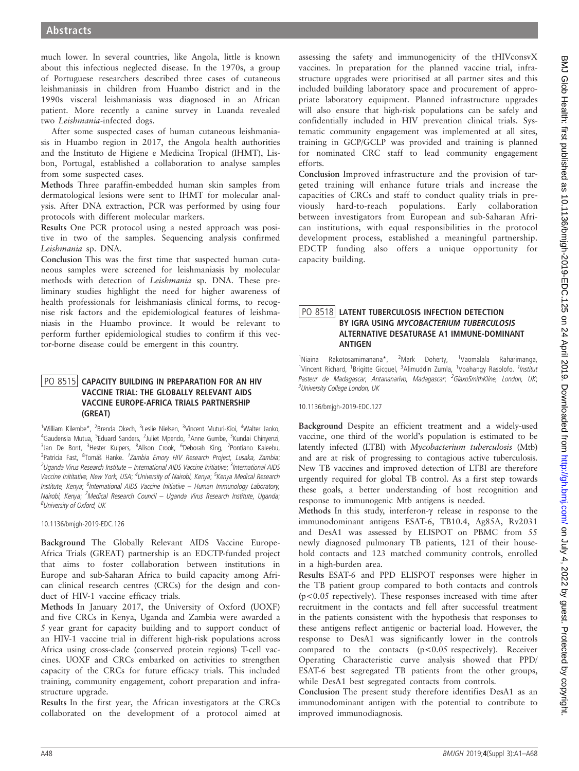much lower. In several countries, like Angola, little is known about this infectious neglected disease. In the 1970s, a group of Portuguese researchers described three cases of cutaneous leishmaniasis in children from Huambo district and in the 1990s visceral leishmaniasis was diagnosed in an African patient. More recently a canine survey in Luanda revealed two *Leishmania*-infected dogs.

After some suspected cases of human cutaneous leishmaniasis in Huambo region in 2017, the Angola health authorities and the Instituto de Higiene e Medicina Tropical (IHMT), Lisbon, Portugal, established a collaboration to analyse samples from some suspected cases.

**Methods** Three paraffin-embedded human skin samples from dermatological lesions were sent to IHMT for molecular analysis. After DNA extraction, PCR was performed by using four protocols with different molecular markers.

**Results** One PCR protocol using a nested approach was positive in two of the samples. Sequencing analysis confirmed *Leishmania* sp. DNA.

**Conclusion** This was the first time that suspected human cutaneous samples were screened for leishmaniasis by molecular methods with detection of *Leishmania* sp. DNA. These preliminary studies highlight the need for higher awareness of health professionals for leishmaniasis clinical forms, to recognise risk factors and the epidemiological features of leishmaniasis in the Huambo province. It would be relevant to perform further epidemiological studies to confirm if this vector-borne disease could be emergent in this country.

## PO 8515 CAPACITY BUILDING IN PREPARATION FOR AN HIV VACCINE TRIAL: THE GLOBALLY RELEVANT AIDS VACCINE EUROPE-AFRICA TRIALS PARTNERSHIP (GREAT)

[1]William Kilembe*, [2]Brenda Okech, [3]Leslie Nielsen, [3]Vincent Muturi-Kioi, [4]Walter Jaoko, [4]Gaudensia Mutua, [5]Eduard Sanders, [2]Juliet Mpendo, [3]Anne Gumbe, [3]Kundai Chinyenzi, [3]Jan De Bont, [3]Hester Kuipers, [8]Alison Crook, [6]Deborah King, [7]Pontiano Kaleebu, [3]Patricia Fast, [8]Tomáš Hanke. [1]*Zambia Emory HIV Research Project, Lusaka, Zambia*; [2]*Uganda Virus Research Institute – International AIDS Vaccine Initiative*; [3]*International AIDS Vaccine Inititative, New York, USA*; [4]*University of Nairobi, Kenya*; [5]*Kenya Medical Research Institute, Kenya*; [6]*International AIDS Vaccine Initiative – Human Immunology Laboratory, Nairobi, Kenya*; [7]*Medical Research Council – Uganda Virus Research Institute, Uganda*; [8]*University of Oxford, UK*

10.1136/bmjgh-2019-EDC.126

**Background** The Globally Relevant AIDS Vaccine Europe-Africa Trials (GREAT) partnership is an EDCTP-funded project that aims to foster collaboration between institutions in Europe and sub-Saharan Africa to build capacity among African clinical research centres (CRCs) for the design and conduct of HIV-1 vaccine efficacy trials.

**Methods** In January 2017, the University of Oxford (UOXF) and five CRCs in Kenya, Uganda and Zambia were awarded a 5 year grant for capacity building and to support conduct of an HIV-1 vaccine trial in different high-risk populations across Africa using cross-clade (conserved protein regions) T-cell vaccines. UOXF and CRCs embarked on activities to strengthen capacity of the CRCs for future efficacy trials. This included training, community engagement, cohort preparation and infrastructure upgrade.

**Results** In the first year, the African investigators at the CRCs collaborated on the development of a protocol aimed at assessing the safety and immunogenicity of the tHIVconsvX vaccines. In preparation for the planned vaccine trial, infrastructure upgrades were prioritised at all partner sites and this included building laboratory space and procurement of appropriate laboratory equipment. Planned infrastructure upgrades will also ensure that high-risk populations can be safely and confidentially included in HIV prevention clinical trials. Systematic community engagement was implemented at all sites, training in GCP/GCLP was provided and training is planned for nominated CRC staff to lead community engagement efforts.

**Conclusion** Improved infrastructure and the provision of targeted training will enhance future trials and increase the capacities of CRCs and staff to conduct quality trials in previously hard-to-reach populations. Early collaboration between investigators from European and sub-Saharan African institutions, with equal responsibilities in the protocol development process, established a meaningful partnership. EDCTP funding also offers a unique opportunity for capacity building.

## PO 8518 LATENT TUBERCULOSIS INFECTION DETECTION BY IGRA USING *MYCOBACTERIUM TUBERCULOSIS* ALTERNATIVE DESATURASE A1 IMMUNE-DOMINANT ANTIGEN

[1]Niaina Rakotosamimanana*, [2]Mark Doherty, [1]Vaomalala Raharimanga, [1]Vincent Richard, [1]Brigitte Gicquel, [3]Alimuddin Zumla, [1]Voahangy Rasolofo. [1]*Institut Pasteur de Madagascar, Antananarivo, Madagascar*; [2]*GlaxoSmithKline, London, UK*; [3]*University College London, UK*

10.1136/bmjgh-2019-EDC.127

**Background** Despite an efficient treatment and a widely-used vaccine, one third of the world's population is estimated to be latently infected (LTBI) with *Mycobacterium tuberculosis* (Mtb) and are at risk of progressing to contagious active tuberculosis. New TB vaccines and improved detection of LTBI are therefore urgently required for global TB control. As a first step towards these goals, a better understanding of host recognition and response to immunogenic Mtb antigens is needed.

**Methods** In this study, interferon-γ release in response to the immunodominant antigens ESAT-6, TB10.4, Ag85A, Rv2031 and DesA1 was assessed by ELISPOT on PBMC from 55 newly diagnosed pulmonary TB patients, 121 of their household contacts and 123 matched community controls, enrolled in a high-burden area.

**Results** ESAT-6 and PPD ELISPOT responses were higher in the TB patient group compared to both contacts and controls ($p<0.05$ repectively). These responses increased with time after recruitment in the contacts and fell after successful treatment in the patients consistent with the hypothesis that responses to these antigens reflect antigenic or bacterial load. However, the response to DesA1 was significantly lower in the controls compared to the contacts ($p<0.05$ respectively). Receiver Operating Characteristic curve analysis showed that PPD/ESAT-6 best segregated TB patients from the other groups, while DesA1 best segregated contacts from controls.

**Conclusion** The present study therefore identifies DesA1 as an immunodominant antigen with the potential to contribute to improved immunodiagnosis.